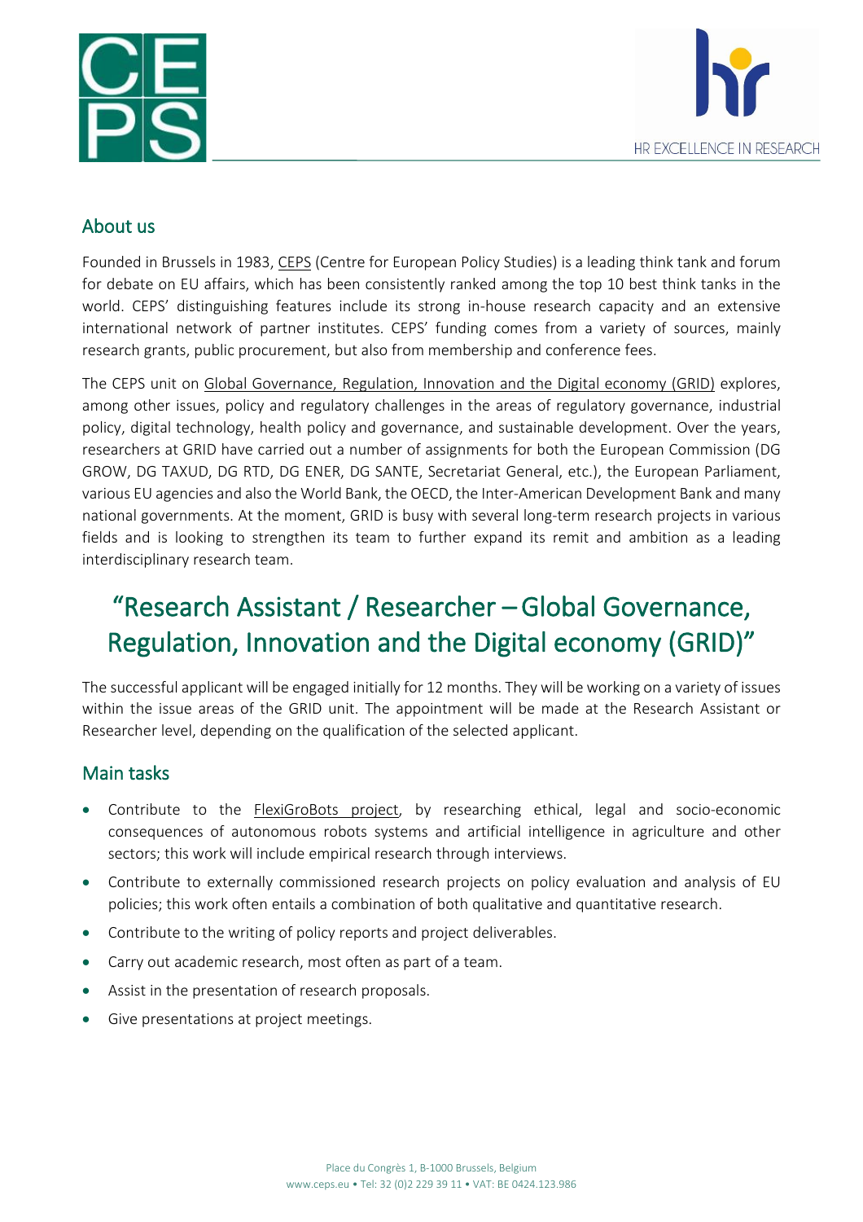## About us

Founded in Brussels in 1983, CEPS (Centre for European Policy Studies) is a leading think tank and forum for debate on EU affairs, which has been consistently ranked among the top 10 best think tanks in the world. CEPS' distinguishing features include its strong in-house research capacity and an extensive international network of partner institutes. CEPS' funding comes from a variety of sources, mainly research grants, public procurement, but also from membership and conference fees.

The CEPS unit on Global Governance, Regulation, Innovation and the Digital economy (GRID) explores, among other issues, policy and regulatory challenges in the areas of regulatory governance, industrial policy, digital technology, health policy and governance, and sustainable development. Over the years, researchers at GRID have carried out a number of assignments for both the European Commission (DG GROW, DG TAXUD, DG RTD, DG ENER, DG SANTE, Secretariat General, etc.), the European Parliament, various EU agencies and also the World Bank, the OECD, the Inter-American Development Bank and many national governments. At the moment, GRID is busy with several long-term research projects in various fields and is looking to strengthen its team to further expand its remit and ambition as a leading interdisciplinary research team.

# "Research Assistant / Researcher – Global Governance, Regulation, Innovation and the Digital economy (GRID)"

The successful applicant will be engaged initially for 12 months. They will be working on a variety of issues within the issue areas of the GRID unit. The appointment will be made at the Research Assistant or Researcher level, depending on the qualification of the selected applicant.

## Main tasks

- Contribute to the FlexiGroBots project, by researching ethical, legal and socio-economic consequences of autonomous robots systems and artificial intelligence in agriculture and other sectors; this work will include empirical research through interviews.
- Contribute to externally commissioned research projects on policy evaluation and analysis of EU policies; this work often entails a combination of both qualitative and quantitative research.
- Contribute to the writing of policy reports and project deliverables.
- Carry out academic research, most often as part of a team.
- Assist in the presentation of research proposals.
- Give presentations at project meetings.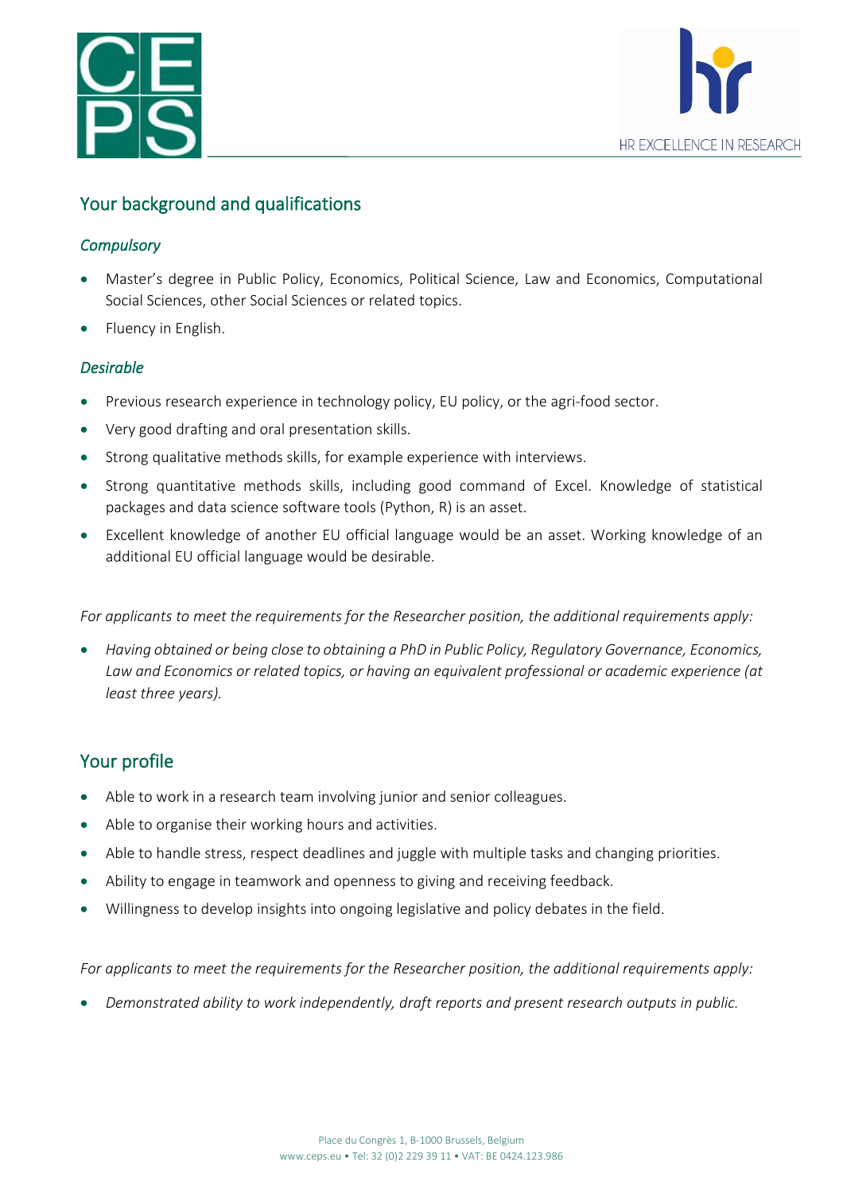## Your background and qualifications

### *Compulsory*

- Master's degree in Public Policy, Economics, Political Science, Law and Economics, Computational Social Sciences, other Social Sciences or related topics.
- Fluency in English.

### *Desirable*

- Previous research experience in technology policy, EU policy, or the agri-food sector.
- Very good drafting and oral presentation skills.
- Strong qualitative methods skills, for example experience with interviews.
- Strong quantitative methods skills, including good command of Excel. Knowledge of statistical packages and data science software tools (Python, R) is an asset.
- Excellent knowledge of another EU official language would be an asset. Working knowledge of an additional EU official language would be desirable.

*For applicants to meet the requirements for the Researcher position, the additional requirements apply:*

- *Having obtained or being close to obtaining a PhD in Public Policy, Regulatory Governance, Economics, Law and Economics or related topics, or having an equivalent professional or academic experience (at least three years).*

## Your profile

- Able to work in a research team involving junior and senior colleagues.
- Able to organise their working hours and activities.
- Able to handle stress, respect deadlines and juggle with multiple tasks and changing priorities.
- Ability to engage in teamwork and openness to giving and receiving feedback.
- Willingness to develop insights into ongoing legislative and policy debates in the field.

*For applicants to meet the requirements for the Researcher position, the additional requirements apply:*

- *Demonstrated ability to work independently, draft reports and present research outputs in public.*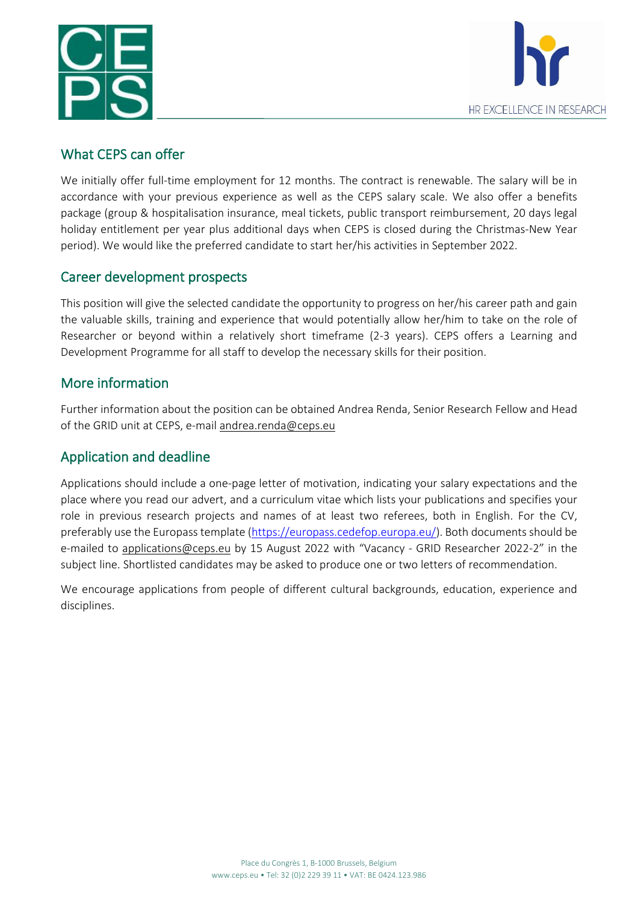## What CEPS can offer

We initially offer full-time employment for 12 months. The contract is renewable. The salary will be in accordance with your previous experience as well as the CEPS salary scale. We also offer a benefits package (group & hospitalisation insurance, meal tickets, public transport reimbursement, 20 days legal holiday entitlement per year plus additional days when CEPS is closed during the Christmas-New Year period). We would like the preferred candidate to start her/his activities in September 2022.

## Career development prospects

This position will give the selected candidate the opportunity to progress on her/his career path and gain the valuable skills, training and experience that would potentially allow her/him to take on the role of Researcher or beyond within a relatively short timeframe (2-3 years). CEPS offers a Learning and Development Programme for all staff to develop the necessary skills for their position.

## More information

Further information about the position can be obtained Andrea Renda, Senior Research Fellow and Head of the GRID unit at CEPS, e-mail andrea.renda@ceps.eu

## Application and deadline

Applications should include a one-page letter of motivation, indicating your salary expectations and the place where you read our advert, and a curriculum vitae which lists your publications and specifies your role in previous research projects and names of at least two referees, both in English. For the CV, preferably use the Europass template (https://europass.cedefop.europa.eu/). Both documents should be e-mailed to applications@ceps.eu by 15 August 2022 with "Vacancy - GRID Researcher 2022-2" in the subject line. Shortlisted candidates may be asked to produce one or two letters of recommendation.

We encourage applications from people of different cultural backgrounds, education, experience and disciplines.